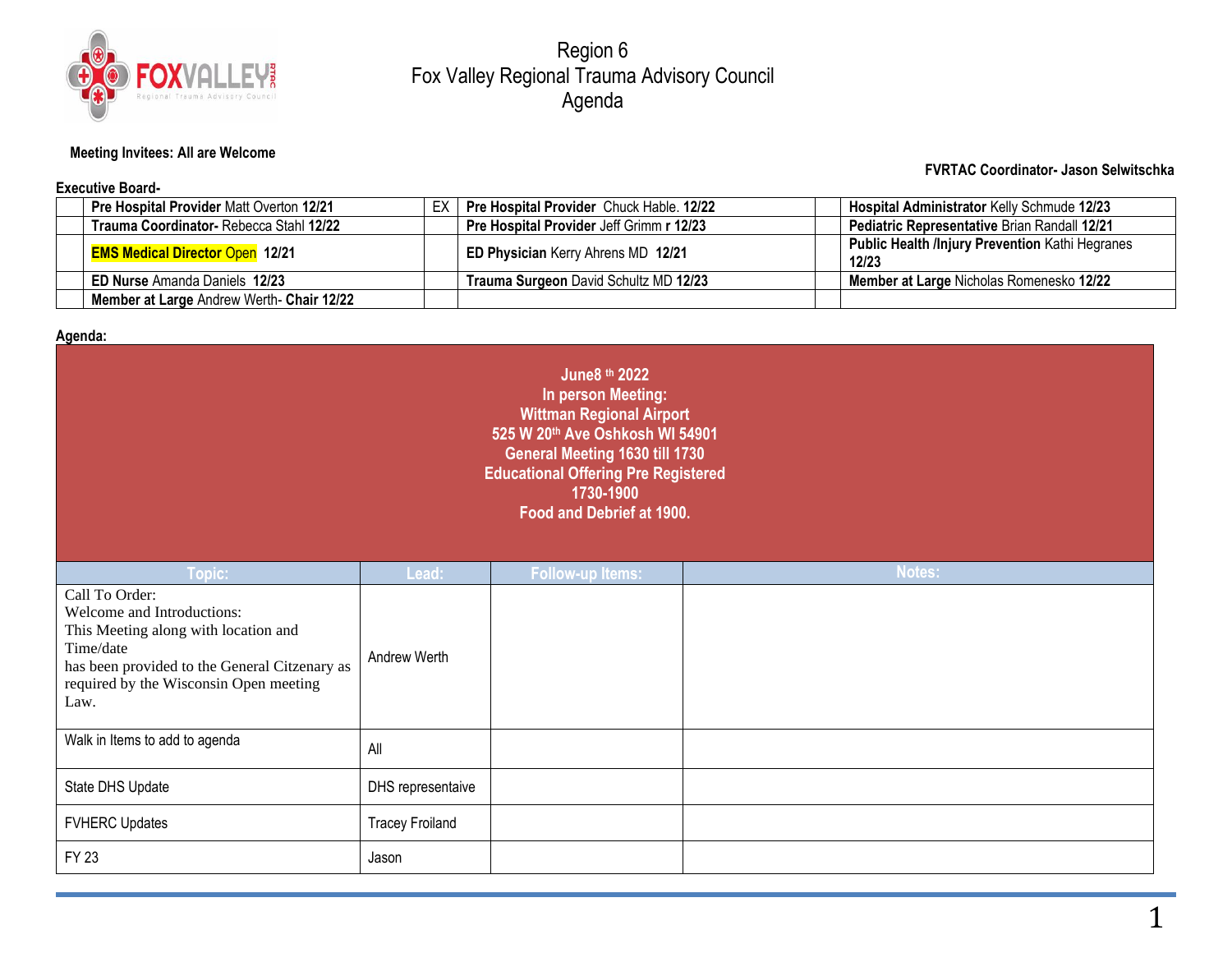# Region 6
# Fox Valley Regional Trauma Advisory Council
# Agenda

**Meeting Invitees: All are Welcome**

**FVRTAC Coordinator- Jason Selwitschka**

**Executive Board-**

| | | | | | |
|---|---|---|---|---|---|
| | **Pre Hospital Provider** Matt Overton **12/21** | EX | **Pre Hospital Provider** Chuck Hable. **12/22** | | **Hospital Administrator** Kelly Schmude **12/23** |
| | **Trauma Coordinator-** Rebecca Stahl **12/22** | | **Pre Hospital Provider** Jeff Grimm r **12/23** | | **Pediatric Representative** Brian Randall **12/21** |
| | **EMS Medical Director** Open **12/21** | | **ED Physician** Kerry Ahrens MD **12/21** | | **Public Health /Injury Prevention** Kathi Hegranes **12/23** |
| | **ED Nurse** Amanda Daniels **12/23** | | **Trauma Surgeon** David Schultz MD **12/23** | | **Member at Large** Nicholas Romenesko **12/22** |
| | **Member at Large** Andrew Werth- **Chair 12/22** | | | | |

**Agenda:**

**June8 th 2022**
**In person Meeting:**
**Wittman Regional Airport**
**525 W 20th Ave Oshkosh WI 54901**
**General Meeting 1630 till 1730**
**Educational Offering Pre Registered**
**1730-1900**
**Food and Debrief at 1900.**

| Topic: | Lead: | Follow-up Items: | Notes: |
|---|---|---|---|
| Call To Order:<br>Welcome and Introductions:<br>This Meeting along with location and Time/date<br>has been provided to the General Citzenary as required by the Wisconsin Open meeting Law. | Andrew Werth | | |
| Walk in Items to add to agenda | All | | |
| State DHS Update | DHS representaive | | |
| FVHERC Updates | Tracey Froiland | | |
| FY 23 | Jason | | |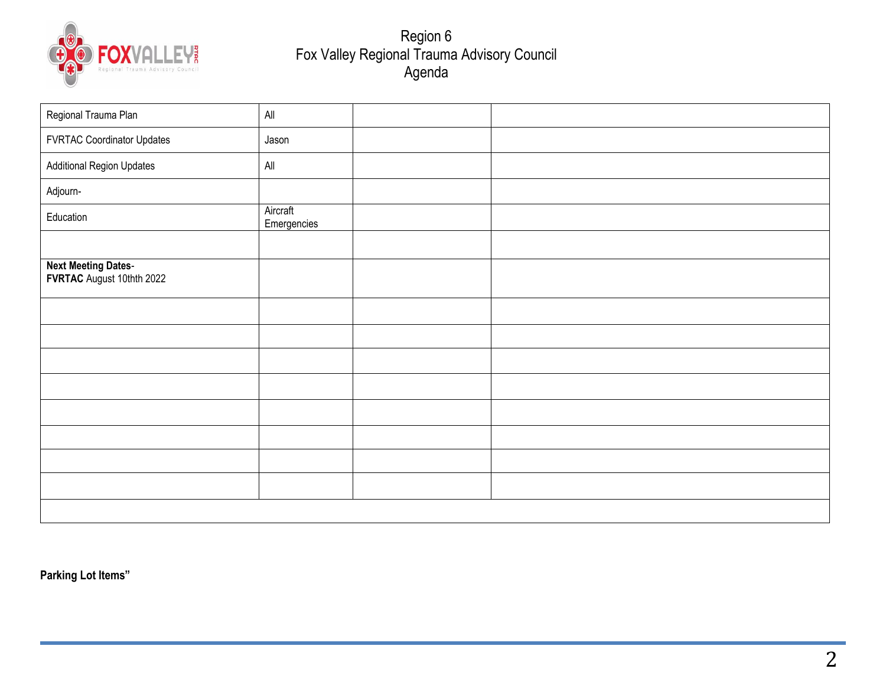# Region 6
# Fox Valley Regional Trauma Advisory Council
# Agenda

| | | | |
|---|---|---|---|
| Regional Trauma Plan | All | | |
| FVRTAC Coordinator Updates | Jason | | |
| Additional Region Updates | All | | |
| Adjourn- | | | |
| Education | Aircraft Emergencies | | |
| | | | |
| **Next Meeting Dates-**<br>**FVRTAC** August 10thth 2022 | | | |
| | | | |
| | | | |
| | | | |
| | | | |
| | | | |
| | | | |
| | | | |
| | | | |
| | | | |

**Parking Lot Items"**